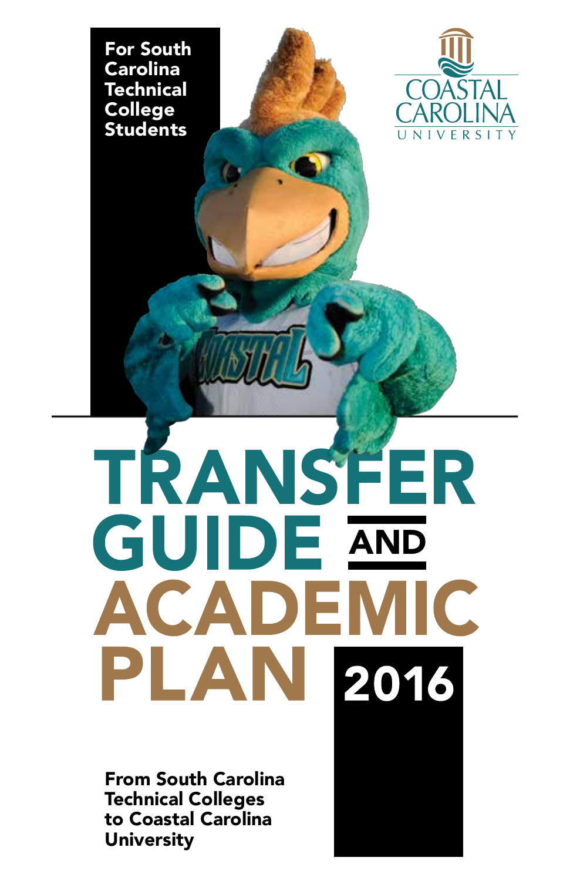For South Carolina Technical College Students

COASTAL CAROLINA UNIVERSITY

# TRANSFER GUIDE AND ACADEMIC PLAN 2016

**From South Carolina Technical Colleges to Coastal Carolina University**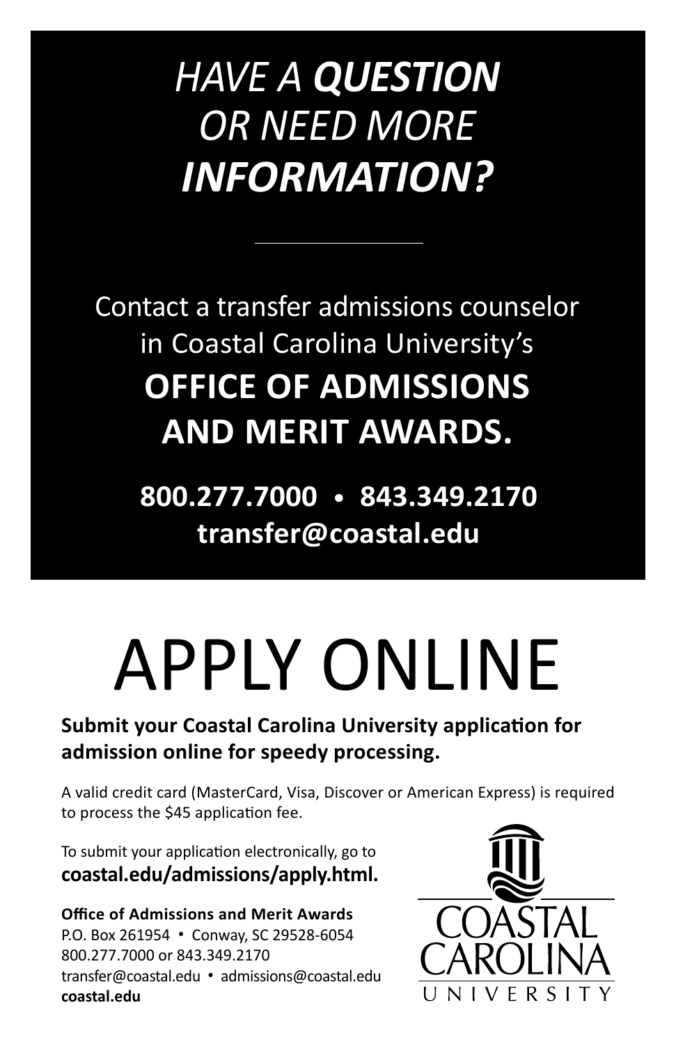# *HAVE A **QUESTION** OR NEED MORE **INFORMATION?***

Contact a transfer admissions counselor in Coastal Carolina University's

**OFFICE OF ADMISSIONS AND MERIT AWARDS.**

**800.277.7000 • 843.349.2170**

**transfer@coastal.edu**

# APPLY ONLINE

**Submit your Coastal Carolina University application for admission online for speedy processing.**

A valid credit card (MasterCard, Visa, Discover or American Express) is required to process the $45 application fee.

To submit your application electronically, go to
**coastal.edu/admissions/apply.html.**

**Office of Admissions and Merit Awards**
P.O. Box 261954 • Conway, SC 29528-6054
800.277.7000 or 843.349.2170
transfer@coastal.edu • admissions@coastal.edu
**coastal.edu**

COASTAL CAROLINA UNIVERSITY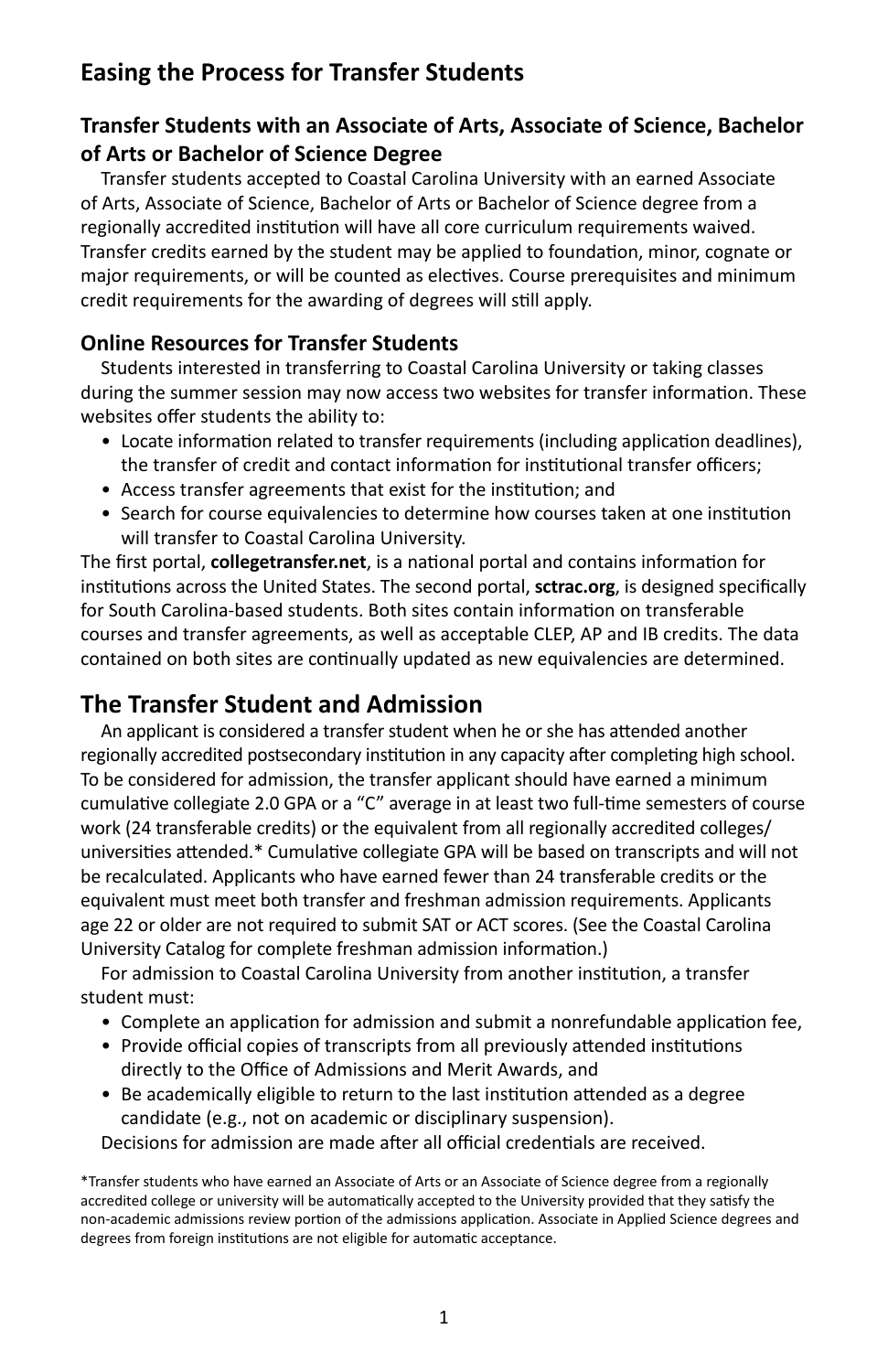## Easing the Process for Transfer Students

### Transfer Students with an Associate of Arts, Associate of Science, Bachelor of Arts or Bachelor of Science Degree

Transfer students accepted to Coastal Carolina University with an earned Associate of Arts, Associate of Science, Bachelor of Arts or Bachelor of Science degree from a regionally accredited institution will have all core curriculum requirements waived. Transfer credits earned by the student may be applied to foundation, minor, cognate or major requirements, or will be counted as electives. Course prerequisites and minimum credit requirements for the awarding of degrees will still apply.

### Online Resources for Transfer Students

Students interested in transferring to Coastal Carolina University or taking classes during the summer session may now access two websites for transfer information. These websites offer students the ability to:

- Locate information related to transfer requirements (including application deadlines), the transfer of credit and contact information for institutional transfer officers;
- Access transfer agreements that exist for the institution; and
- Search for course equivalencies to determine how courses taken at one institution will transfer to Coastal Carolina University.

The first portal, **collegetransfer.net**, is a national portal and contains information for institutions across the United States. The second portal, **sctrac.org**, is designed specifically for South Carolina-based students. Both sites contain information on transferable courses and transfer agreements, as well as acceptable CLEP, AP and IB credits. The data contained on both sites are continually updated as new equivalencies are determined.

## The Transfer Student and Admission

An applicant is considered a transfer student when he or she has attended another regionally accredited postsecondary institution in any capacity after completing high school. To be considered for admission, the transfer applicant should have earned a minimum cumulative collegiate 2.0 GPA or a "C" average in at least two full-time semesters of course work (24 transferable credits) or the equivalent from all regionally accredited colleges/universities attended.* Cumulative collegiate GPA will be based on transcripts and will not be recalculated. Applicants who have earned fewer than 24 transferable credits or the equivalent must meet both transfer and freshman admission requirements. Applicants age 22 or older are not required to submit SAT or ACT scores. (See the Coastal Carolina University Catalog for complete freshman admission information.)

For admission to Coastal Carolina University from another institution, a transfer student must:

- Complete an application for admission and submit a nonrefundable application fee,
- Provide official copies of transcripts from all previously attended institutions directly to the Office of Admissions and Merit Awards, and
- Be academically eligible to return to the last institution attended as a degree candidate (e.g., not on academic or disciplinary suspension).

Decisions for admission are made after all official credentials are received.

*Transfer students who have earned an Associate of Arts or an Associate of Science degree from a regionally accredited college or university will be automatically accepted to the University provided that they satisfy the non-academic admissions review portion of the admissions application. Associate in Applied Science degrees and degrees from foreign institutions are not eligible for automatic acceptance.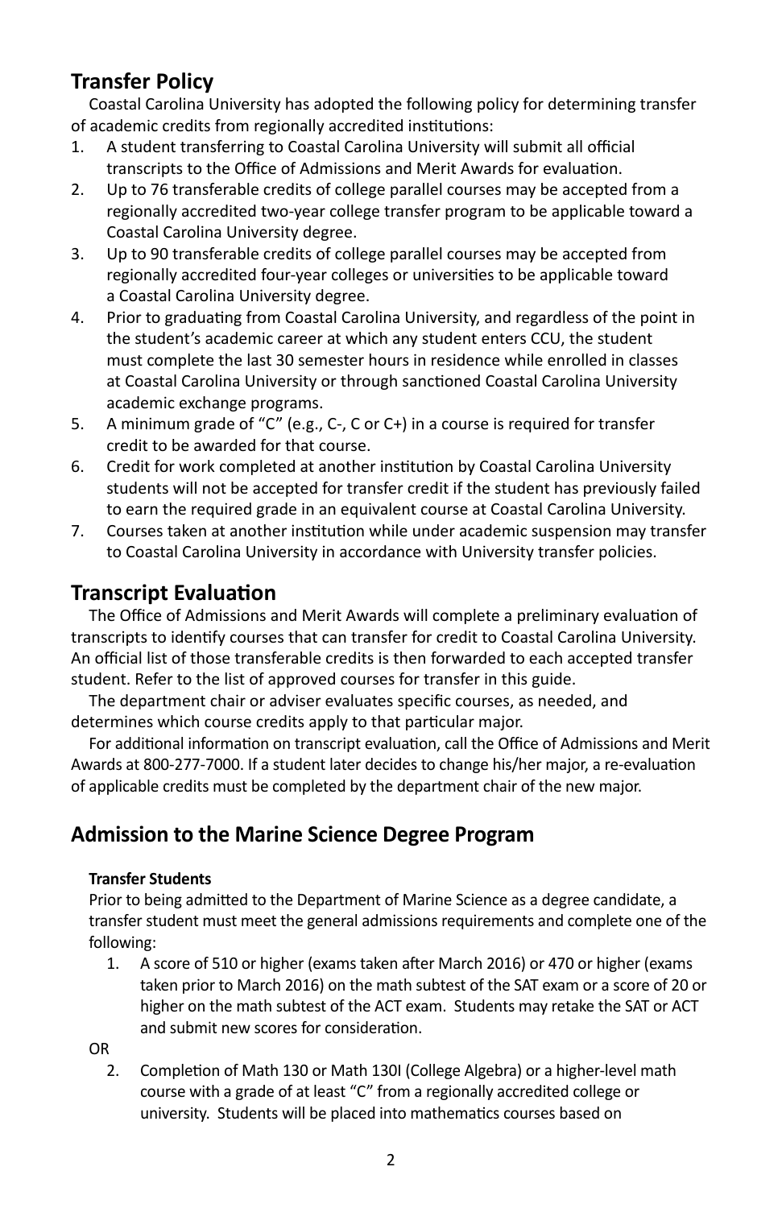## Transfer Policy

Coastal Carolina University has adopted the following policy for determining transfer of academic credits from regionally accredited institutions:

1. A student transferring to Coastal Carolina University will submit all official transcripts to the Office of Admissions and Merit Awards for evaluation.
2. Up to 76 transferable credits of college parallel courses may be accepted from a regionally accredited two-year college transfer program to be applicable toward a Coastal Carolina University degree.
3. Up to 90 transferable credits of college parallel courses may be accepted from regionally accredited four-year colleges or universities to be applicable toward a Coastal Carolina University degree.
4. Prior to graduating from Coastal Carolina University, and regardless of the point in the student's academic career at which any student enters CCU, the student must complete the last 30 semester hours in residence while enrolled in classes at Coastal Carolina University or through sanctioned Coastal Carolina University academic exchange programs.
5. A minimum grade of "C" (e.g., C-, C or C+) in a course is required for transfer credit to be awarded for that course.
6. Credit for work completed at another institution by Coastal Carolina University students will not be accepted for transfer credit if the student has previously failed to earn the required grade in an equivalent course at Coastal Carolina University.
7. Courses taken at another institution while under academic suspension may transfer to Coastal Carolina University in accordance with University transfer policies.

## Transcript Evaluation

The Office of Admissions and Merit Awards will complete a preliminary evaluation of transcripts to identify courses that can transfer for credit to Coastal Carolina University. An official list of those transferable credits is then forwarded to each accepted transfer student. Refer to the list of approved courses for transfer in this guide.

The department chair or adviser evaluates specific courses, as needed, and determines which course credits apply to that particular major.

For additional information on transcript evaluation, call the Office of Admissions and Merit Awards at 800-277-7000. If a student later decides to change his/her major, a re-evaluation of applicable credits must be completed by the department chair of the new major.

## Admission to the Marine Science Degree Program

**Transfer Students**

Prior to being admitted to the Department of Marine Science as a degree candidate, a transfer student must meet the general admissions requirements and complete one of the following:

1. A score of 510 or higher (exams taken after March 2016) or 470 or higher (exams taken prior to March 2016) on the math subtest of the SAT exam or a score of 20 or higher on the math subtest of the ACT exam. Students may retake the SAT or ACT and submit new scores for consideration.

OR

2. Completion of Math 130 or Math 130I (College Algebra) or a higher-level math course with a grade of at least "C" from a regionally accredited college or university. Students will be placed into mathematics courses based on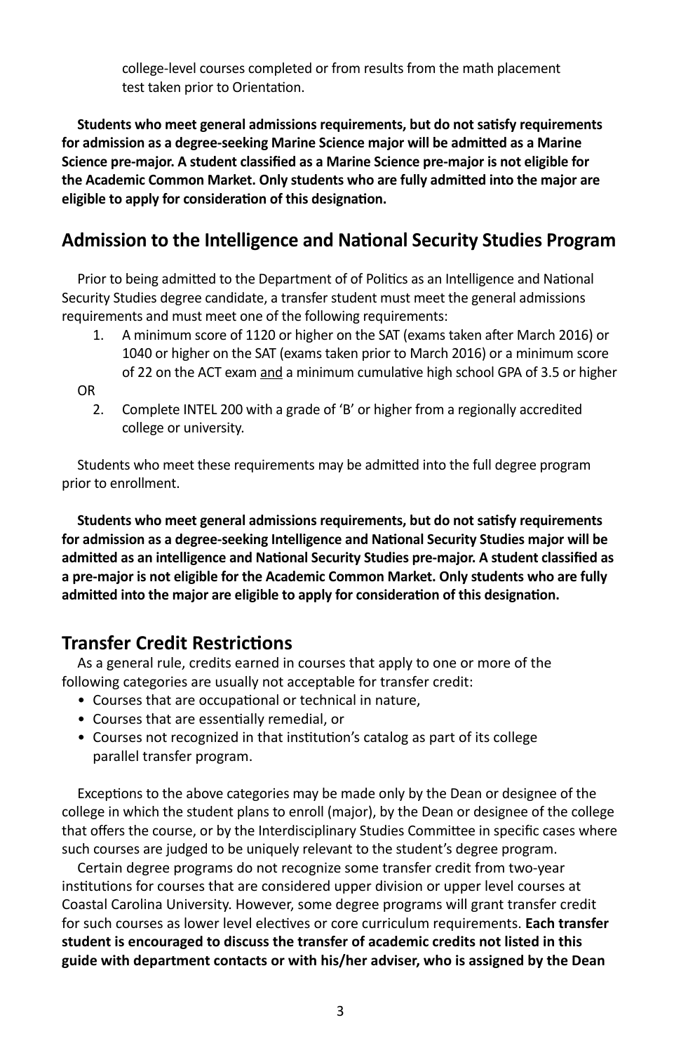college-level courses completed or from results from the math placement test taken prior to Orientation.

**Students who meet general admissions requirements, but do not satisfy requirements for admission as a degree-seeking Marine Science major will be admitted as a Marine Science pre-major. A student classified as a Marine Science pre-major is not eligible for the Academic Common Market. Only students who are fully admitted into the major are eligible to apply for consideration of this designation.**

## Admission to the Intelligence and National Security Studies Program

Prior to being admitted to the Department of of Politics as an Intelligence and National Security Studies degree candidate, a transfer student must meet the general admissions requirements and must meet one of the following requirements:

1. A minimum score of 1120 or higher on the SAT (exams taken after March 2016) or 1040 or higher on the SAT (exams taken prior to March 2016) or a minimum score of 22 on the ACT exam <u>and</u> a minimum cumulative high school GPA of 3.5 or higher

OR

2. Complete INTEL 200 with a grade of 'B' or higher from a regionally accredited college or university.

Students who meet these requirements may be admitted into the full degree program prior to enrollment.

**Students who meet general admissions requirements, but do not satisfy requirements for admission as a degree-seeking Intelligence and National Security Studies major will be admitted as an intelligence and National Security Studies pre-major. A student classified as a pre-major is not eligible for the Academic Common Market. Only students who are fully admitted into the major are eligible to apply for consideration of this designation.**

## Transfer Credit Restrictions

As a general rule, credits earned in courses that apply to one or more of the following categories are usually not acceptable for transfer credit:

- Courses that are occupational or technical in nature,
- Courses that are essentially remedial, or
- Courses not recognized in that institution's catalog as part of its college parallel transfer program.

Exceptions to the above categories may be made only by the Dean or designee of the college in which the student plans to enroll (major), by the Dean or designee of the college that offers the course, or by the Interdisciplinary Studies Committee in specific cases where such courses are judged to be uniquely relevant to the student's degree program.

Certain degree programs do not recognize some transfer credit from two-year institutions for courses that are considered upper division or upper level courses at Coastal Carolina University. However, some degree programs will grant transfer credit for such courses as lower level electives or core curriculum requirements. **Each transfer student is encouraged to discuss the transfer of academic credits not listed in this guide with department contacts or with his/her adviser, who is assigned by the Dean**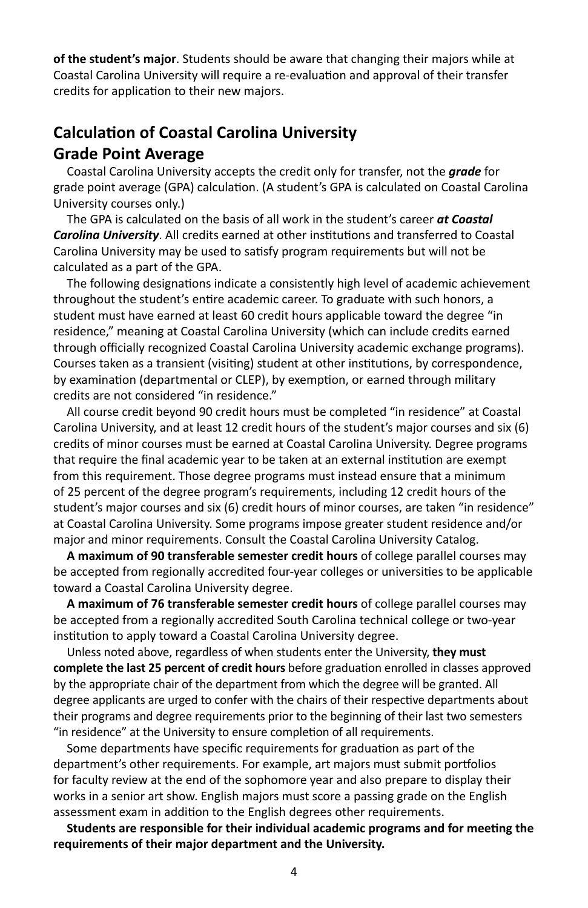**of the student's major**. Students should be aware that changing their majors while at Coastal Carolina University will require a re-evaluation and approval of their transfer credits for application to their new majors.

## Calculation of Coastal Carolina University Grade Point Average

Coastal Carolina University accepts the credit only for transfer, not the ***grade*** for grade point average (GPA) calculation. (A student's GPA is calculated on Coastal Carolina University courses only.)

The GPA is calculated on the basis of all work in the student's career ***at Coastal Carolina University***. All credits earned at other institutions and transferred to Coastal Carolina University may be used to satisfy program requirements but will not be calculated as a part of the GPA.

The following designations indicate a consistently high level of academic achievement throughout the student's entire academic career. To graduate with such honors, a student must have earned at least 60 credit hours applicable toward the degree "in residence," meaning at Coastal Carolina University (which can include credits earned through officially recognized Coastal Carolina University academic exchange programs). Courses taken as a transient (visiting) student at other institutions, by correspondence, by examination (departmental or CLEP), by exemption, or earned through military credits are not considered "in residence."

All course credit beyond 90 credit hours must be completed "in residence" at Coastal Carolina University, and at least 12 credit hours of the student's major courses and six (6) credits of minor courses must be earned at Coastal Carolina University. Degree programs that require the final academic year to be taken at an external institution are exempt from this requirement. Those degree programs must instead ensure that a minimum of 25 percent of the degree program's requirements, including 12 credit hours of the student's major courses and six (6) credit hours of minor courses, are taken "in residence" at Coastal Carolina University. Some programs impose greater student residence and/or major and minor requirements. Consult the Coastal Carolina University Catalog.

**A maximum of 90 transferable semester credit hours** of college parallel courses may be accepted from regionally accredited four-year colleges or universities to be applicable toward a Coastal Carolina University degree.

**A maximum of 76 transferable semester credit hours** of college parallel courses may be accepted from a regionally accredited South Carolina technical college or two-year institution to apply toward a Coastal Carolina University degree.

Unless noted above, regardless of when students enter the University, **they must complete the last 25 percent of credit hours** before graduation enrolled in classes approved by the appropriate chair of the department from which the degree will be granted. All degree applicants are urged to confer with the chairs of their respective departments about their programs and degree requirements prior to the beginning of their last two semesters "in residence" at the University to ensure completion of all requirements.

Some departments have specific requirements for graduation as part of the department's other requirements. For example, art majors must submit portfolios for faculty review at the end of the sophomore year and also prepare to display their works in a senior art show. English majors must score a passing grade on the English assessment exam in addition to the English degrees other requirements.

**Students are responsible for their individual academic programs and for meeting the requirements of their major department and the University.**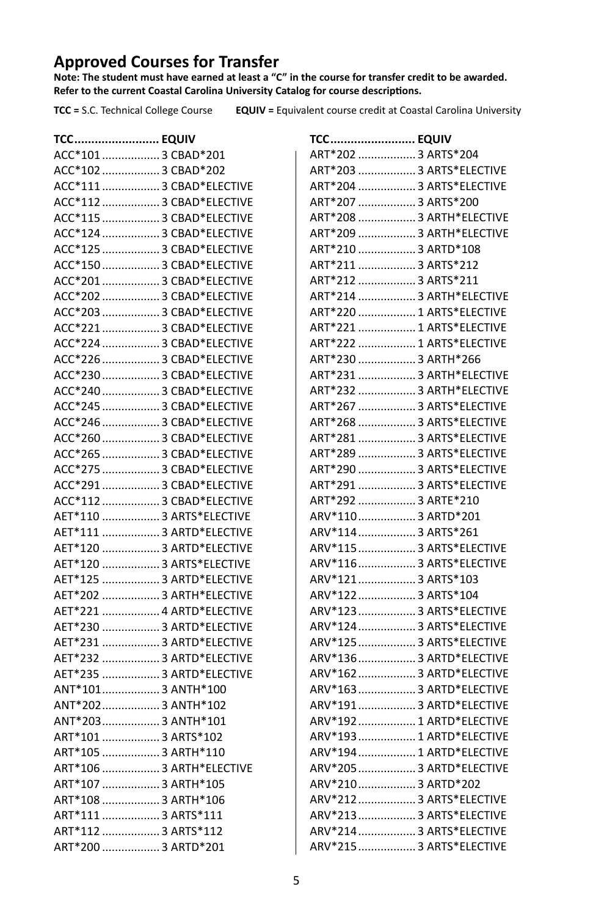## Approved Courses for Transfer

**Note: The student must have earned at least a "C" in the course for transfer credit to be awarded. Refer to the current Coastal Carolina University Catalog for course descriptions.**

**TCC =** S.C. Technical College Course **EQUIV =** Equivalent course credit at Coastal Carolina University

| TCC | EQUIV |
|---|---|
| ACC*101 | 3 CBAD*201 |
| ACC*102 | 3 CBAD*202 |
| ACC*111 | 3 CBAD*ELECTIVE |
| ACC*112 | 3 CBAD*ELECTIVE |
| ACC*115 | 3 CBAD*ELECTIVE |
| ACC*124 | 3 CBAD*ELECTIVE |
| ACC*125 | 3 CBAD*ELECTIVE |
| ACC*150 | 3 CBAD*ELECTIVE |
| ACC*201 | 3 CBAD*ELECTIVE |
| ACC*202 | 3 CBAD*ELECTIVE |
| ACC*203 | 3 CBAD*ELECTIVE |
| ACC*221 | 3 CBAD*ELECTIVE |
| ACC*224 | 3 CBAD*ELECTIVE |
| ACC*226 | 3 CBAD*ELECTIVE |
| ACC*230 | 3 CBAD*ELECTIVE |
| ACC*240 | 3 CBAD*ELECTIVE |
| ACC*245 | 3 CBAD*ELECTIVE |
| ACC*246 | 3 CBAD*ELECTIVE |
| ACC*260 | 3 CBAD*ELECTIVE |
| ACC*265 | 3 CBAD*ELECTIVE |
| ACC*275 | 3 CBAD*ELECTIVE |
| ACC*291 | 3 CBAD*ELECTIVE |
| ACC*112 | 3 CBAD*ELECTIVE |
| AET*110 | 3 ARTS*ELECTIVE |
| AET*111 | 3 ARTD*ELECTIVE |
| AET*120 | 3 ARTD*ELECTIVE |
| AET*120 | 3 ARTS*ELECTIVE |
| AET*125 | 3 ARTD*ELECTIVE |
| AET*202 | 3 ARTH*ELECTIVE |
| AET*221 | 4 ARTD*ELECTIVE |
| AET*230 | 3 ARTD*ELECTIVE |
| AET*231 | 3 ARTD*ELECTIVE |
| AET*232 | 3 ARTD*ELECTIVE |
| AET*235 | 3 ARTD*ELECTIVE |
| ANT*101 | 3 ANTH*100 |
| ANT*202 | 3 ANTH*102 |
| ANT*203 | 3 ANTH*101 |
| ART*101 | 3 ARTS*102 |
| ART*105 | 3 ARTH*110 |
| ART*106 | 3 ARTH*ELECTIVE |
| ART*107 | 3 ARTH*105 |
| ART*108 | 3 ARTH*106 |
| ART*111 | 3 ARTS*111 |
| ART*112 | 3 ARTS*112 |
| ART*200 | 3 ARTD*201 |
| ART*202 | 3 ARTS*204 |
| ART*203 | 3 ARTS*ELECTIVE |
| ART*204 | 3 ARTS*ELECTIVE |
| ART*207 | 3 ARTS*200 |
| ART*208 | 3 ARTH*ELECTIVE |
| ART*209 | 3 ARTH*ELECTIVE |
| ART*210 | 3 ARTD*108 |
| ART*211 | 3 ARTS*212 |
| ART*212 | 3 ARTS*211 |
| ART*214 | 3 ARTH*ELECTIVE |
| ART*220 | 1 ARTS*ELECTIVE |
| ART*221 | 1 ARTS*ELECTIVE |
| ART*222 | 1 ARTS*ELECTIVE |
| ART*230 | 3 ARTH*266 |
| ART*231 | 3 ARTH*ELECTIVE |
| ART*232 | 3 ARTH*ELECTIVE |
| ART*267 | 3 ARTS*ELECTIVE |
| ART*268 | 3 ARTS*ELECTIVE |
| ART*281 | 3 ARTS*ELECTIVE |
| ART*289 | 3 ARTS*ELECTIVE |
| ART*290 | 3 ARTS*ELECTIVE |
| ART*291 | 3 ARTS*ELECTIVE |
| ART*292 | 3 ARTE*210 |
| ARV*110 | 3 ARTD*201 |
| ARV*114 | 3 ARTS*261 |
| ARV*115 | 3 ARTS*ELECTIVE |
| ARV*116 | 3 ARTS*ELECTIVE |
| ARV*121 | 3 ARTS*103 |
| ARV*122 | 3 ARTS*104 |
| ARV*123 | 3 ARTS*ELECTIVE |
| ARV*124 | 3 ARTS*ELECTIVE |
| ARV*125 | 3 ARTS*ELECTIVE |
| ARV*136 | 3 ARTD*ELECTIVE |
| ARV*162 | 3 ARTD*ELECTIVE |
| ARV*163 | 3 ARTD*ELECTIVE |
| ARV*191 | 3 ARTD*ELECTIVE |
| ARV*192 | 1 ARTD*ELECTIVE |
| ARV*193 | 1 ARTD*ELECTIVE |
| ARV*194 | 1 ARTD*ELECTIVE |
| ARV*205 | 3 ARTD*ELECTIVE |
| ARV*210 | 3 ARTD*202 |
| ARV*212 | 3 ARTS*ELECTIVE |
| ARV*213 | 3 ARTS*ELECTIVE |
| ARV*214 | 3 ARTS*ELECTIVE |
| ARV*215 | 3 ARTS*ELECTIVE |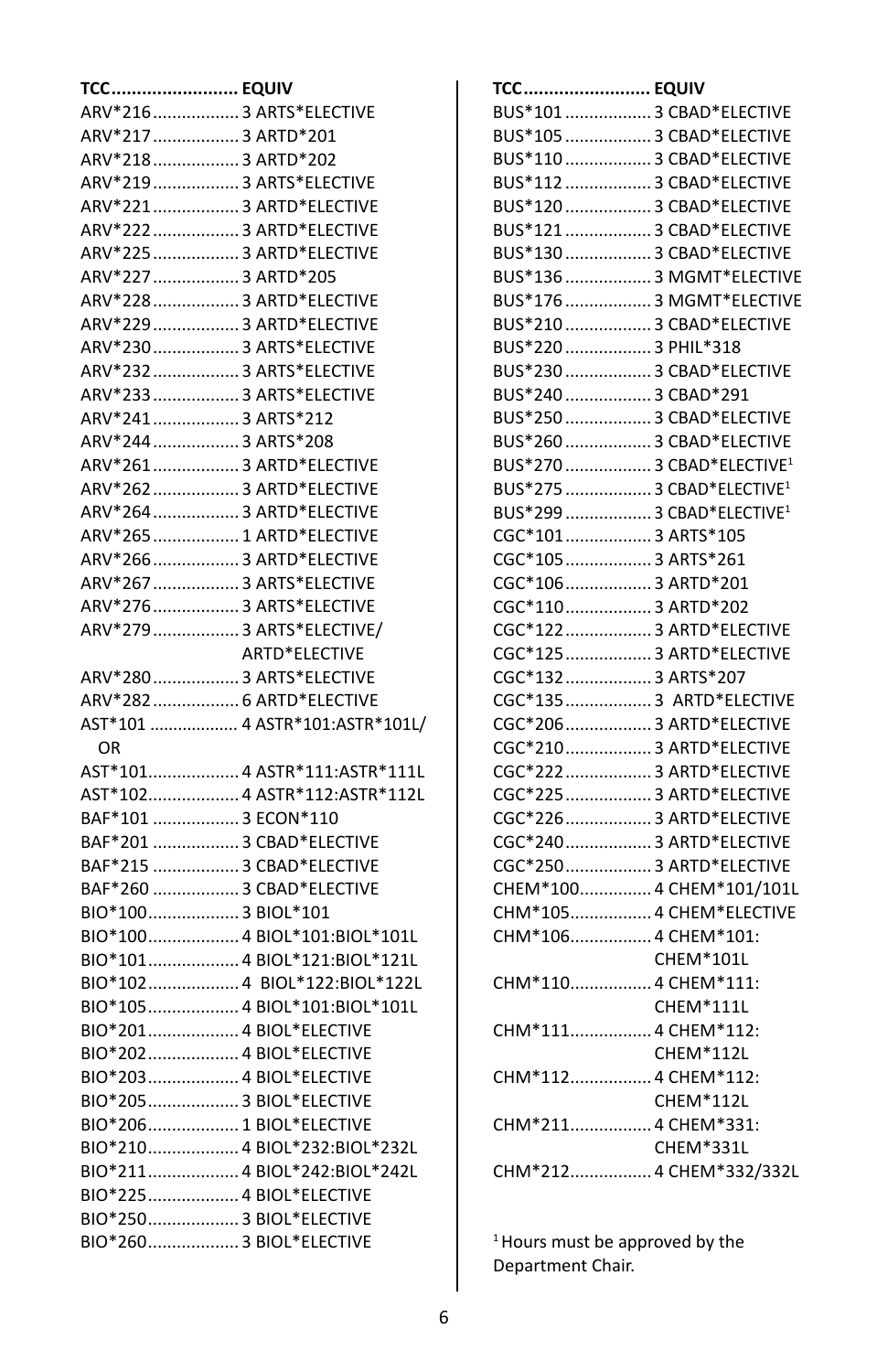| TCC | EQUIV |
|---|---|
| ARV*216 | 3 ARTS*ELECTIVE |
| ARV*217 | 3 ARTD*201 |
| ARV*218 | 3 ARTD*202 |
| ARV*219 | 3 ARTS*ELECTIVE |
| ARV*221 | 3 ARTD*ELECTIVE |
| ARV*222 | 3 ARTD*ELECTIVE |
| ARV*225 | 3 ARTD*ELECTIVE |
| ARV*227 | 3 ARTD*205 |
| ARV*228 | 3 ARTD*ELECTIVE |
| ARV*229 | 3 ARTD*ELECTIVE |
| ARV*230 | 3 ARTS*ELECTIVE |
| ARV*232 | 3 ARTS*ELECTIVE |
| ARV*233 | 3 ARTS*ELECTIVE |
| ARV*241 | 3 ARTS*212 |
| ARV*244 | 3 ARTS*208 |
| ARV*261 | 3 ARTD*ELECTIVE |
| ARV*262 | 3 ARTD*ELECTIVE |
| ARV*264 | 3 ARTD*ELECTIVE |
| ARV*265 | 1 ARTD*ELECTIVE |
| ARV*266 | 3 ARTD*ELECTIVE |
| ARV*267 | 3 ARTS*ELECTIVE |
| ARV*276 | 3 ARTS*ELECTIVE |
| ARV*279 | 3 ARTS*ELECTIVE/ ARTD*ELECTIVE |
| ARV*280 | 3 ARTS*ELECTIVE |
| ARV*282 | 6 ARTD*ELECTIVE |
| AST*101 | 4 ASTR*101:ASTR*101L/ OR |
| AST*101 | 4 ASTR*111:ASTR*111L |
| AST*102 | 4 ASTR*112:ASTR*112L |
| BAF*101 | 3 ECON*110 |
| BAF*201 | 3 CBAD*ELECTIVE |
| BAF*215 | 3 CBAD*ELECTIVE |
| BAF*260 | 3 CBAD*ELECTIVE |
| BIO*100 | 3 BIOL*101 |
| BIO*100 | 4 BIOL*101:BIOL*101L |
| BIO*101 | 4 BIOL*121:BIOL*121L |
| BIO*102 | 4 BIOL*122:BIOL*122L |
| BIO*105 | 4 BIOL*101:BIOL*101L |
| BIO*201 | 4 BIOL*ELECTIVE |
| BIO*202 | 4 BIOL*ELECTIVE |
| BIO*203 | 4 BIOL*ELECTIVE |
| BIO*205 | 3 BIOL*ELECTIVE |
| BIO*206 | 1 BIOL*ELECTIVE |
| BIO*210 | 4 BIOL*232:BIOL*232L |
| BIO*211 | 4 BIOL*242:BIOL*242L |
| BIO*225 | 4 BIOL*ELECTIVE |
| BIO*250 | 3 BIOL*ELECTIVE |
| BIO*260 | 3 BIOL*ELECTIVE |

| TCC | EQUIV |
|---|---|
| BUS*101 | 3 CBAD*ELECTIVE |
| BUS*105 | 3 CBAD*ELECTIVE |
| BUS*110 | 3 CBAD*ELECTIVE |
| BUS*112 | 3 CBAD*ELECTIVE |
| BUS*120 | 3 CBAD*ELECTIVE |
| BUS*121 | 3 CBAD*ELECTIVE |
| BUS*130 | 3 CBAD*ELECTIVE |
| BUS*136 | 3 MGMT*ELECTIVE |
| BUS*176 | 3 MGMT*ELECTIVE |
| BUS*210 | 3 CBAD*ELECTIVE |
| BUS*220 | 3 PHIL*318 |
| BUS*230 | 3 CBAD*ELECTIVE |
| BUS*240 | 3 CBAD*291 |
| BUS*250 | 3 CBAD*ELECTIVE |
| BUS*260 | 3 CBAD*ELECTIVE |
| BUS*270 | 3 CBAD*ELECTIVE[1] |
| BUS*275 | 3 CBAD*ELECTIVE[1] |
| BUS*299 | 3 CBAD*ELECTIVE[1] |
| CGC*101 | 3 ARTS*105 |
| CGC*105 | 3 ARTS*261 |
| CGC*106 | 3 ARTD*201 |
| CGC*110 | 3 ARTD*202 |
| CGC*122 | 3 ARTD*ELECTIVE |
| CGC*125 | 3 ARTD*ELECTIVE |
| CGC*132 | 3 ARTS*207 |
| CGC*135 | 3 ARTD*ELECTIVE |
| CGC*206 | 3 ARTD*ELECTIVE |
| CGC*210 | 3 ARTD*ELECTIVE |
| CGC*222 | 3 ARTD*ELECTIVE |
| CGC*225 | 3 ARTD*ELECTIVE |
| CGC*226 | 3 ARTD*ELECTIVE |
| CGC*240 | 3 ARTD*ELECTIVE |
| CGC*250 | 3 ARTD*ELECTIVE |
| CHEM*100 | 4 CHEM*101/101L |
| CHM*105 | 4 CHEM*ELECTIVE |
| CHM*106 | 4 CHEM*101: CHEM*101L |
| CHM*110 | 4 CHEM*111: CHEM*111L |
| CHM*111 | 4 CHEM*112: CHEM*112L |
| CHM*112 | 4 CHEM*112: CHEM*112L |
| CHM*211 | 4 CHEM*331: CHEM*331L |
| CHM*212 | 4 CHEM*332/332L |

[1] Hours must be approved by the Department Chair.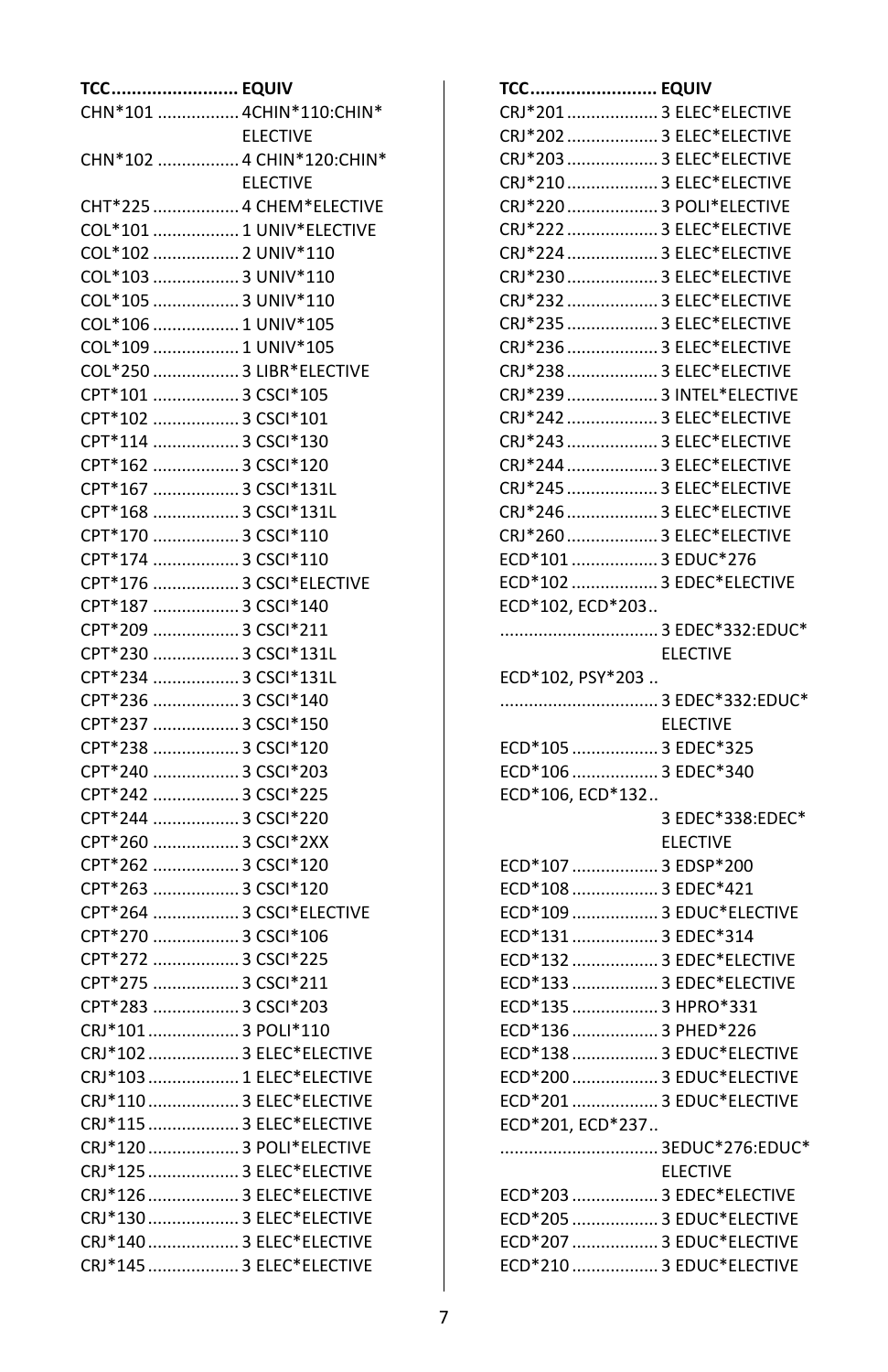| TCC | EQUIV |
|---|---|
| CHN*101 | 4CHIN*110:CHIN* ELECTIVE |
| CHN*102 | 4 CHIN*120:CHIN* ELECTIVE |
| CHT*225 | 4 CHEM*ELECTIVE |
| COL*101 | 1 UNIV*ELECTIVE |
| COL*102 | 2 UNIV*110 |
| COL*103 | 3 UNIV*110 |
| COL*105 | 3 UNIV*110 |
| COL*106 | 1 UNIV*105 |
| COL*109 | 1 UNIV*105 |
| COL*250 | 3 LIBR*ELECTIVE |
| CPT*101 | 3 CSCI*105 |
| CPT*102 | 3 CSCI*101 |
| CPT*114 | 3 CSCI*130 |
| CPT*162 | 3 CSCI*120 |
| CPT*167 | 3 CSCI*131L |
| CPT*168 | 3 CSCI*131L |
| CPT*170 | 3 CSCI*110 |
| CPT*174 | 3 CSCI*110 |
| CPT*176 | 3 CSCI*ELECTIVE |
| CPT*187 | 3 CSCI*140 |
| CPT*209 | 3 CSCI*211 |
| CPT*230 | 3 CSCI*131L |
| CPT*234 | 3 CSCI*131L |
| CPT*236 | 3 CSCI*140 |
| CPT*237 | 3 CSCI*150 |
| CPT*238 | 3 CSCI*120 |
| CPT*240 | 3 CSCI*203 |
| CPT*242 | 3 CSCI*225 |
| CPT*244 | 3 CSCI*220 |
| CPT*260 | 3 CSCI*2XX |
| CPT*262 | 3 CSCI*120 |
| CPT*263 | 3 CSCI*120 |
| CPT*264 | 3 CSCI*ELECTIVE |
| CPT*270 | 3 CSCI*106 |
| CPT*272 | 3 CSCI*225 |
| CPT*275 | 3 CSCI*211 |
| CPT*283 | 3 CSCI*203 |
| CRJ*101 | 3 POLI*110 |
| CRJ*102 | 3 ELEC*ELECTIVE |
| CRJ*103 | 1 ELEC*ELECTIVE |
| CRJ*110 | 3 ELEC*ELECTIVE |
| CRJ*115 | 3 ELEC*ELECTIVE |
| CRJ*120 | 3 POLI*ELECTIVE |
| CRJ*125 | 3 ELEC*ELECTIVE |
| CRJ*126 | 3 ELEC*ELECTIVE |
| CRJ*130 | 3 ELEC*ELECTIVE |
| CRJ*140 | 3 ELEC*ELECTIVE |
| CRJ*145 | 3 ELEC*ELECTIVE |
| CRJ*201 | 3 ELEC*ELECTIVE |
| CRJ*202 | 3 ELEC*ELECTIVE |
| CRJ*203 | 3 ELEC*ELECTIVE |
| CRJ*210 | 3 ELEC*ELECTIVE |
| CRJ*220 | 3 POLI*ELECTIVE |
| CRJ*222 | 3 ELEC*ELECTIVE |
| CRJ*224 | 3 ELEC*ELECTIVE |
| CRJ*230 | 3 ELEC*ELECTIVE |
| CRJ*232 | 3 ELEC*ELECTIVE |
| CRJ*235 | 3 ELEC*ELECTIVE |
| CRJ*236 | 3 ELEC*ELECTIVE |
| CRJ*238 | 3 ELEC*ELECTIVE |
| CRJ*239 | 3 INTEL*ELECTIVE |
| CRJ*242 | 3 ELEC*ELECTIVE |
| CRJ*243 | 3 ELEC*ELECTIVE |
| CRJ*244 | 3 ELEC*ELECTIVE |
| CRJ*245 | 3 ELEC*ELECTIVE |
| CRJ*246 | 3 ELEC*ELECTIVE |
| CRJ*260 | 3 ELEC*ELECTIVE |
| ECD*101 | 3 EDUC*276 |
| ECD*102 | 3 EDEC*ELECTIVE |
| ECD*102, ECD*203 | 3 EDEC*332:EDUC* ELECTIVE |
| ECD*102, PSY*203 | 3 EDEC*332:EDUC* ELECTIVE |
| ECD*105 | 3 EDEC*325 |
| ECD*106 | 3 EDEC*340 |
| ECD*106, ECD*132 | 3 EDEC*338:EDEC* ELECTIVE |
| ECD*107 | 3 EDSP*200 |
| ECD*108 | 3 EDEC*421 |
| ECD*109 | 3 EDUC*ELECTIVE |
| ECD*131 | 3 EDEC*314 |
| ECD*132 | 3 EDEC*ELECTIVE |
| ECD*133 | 3 EDEC*ELECTIVE |
| ECD*135 | 3 HPRO*331 |
| ECD*136 | 3 PHED*226 |
| ECD*138 | 3 EDUC*ELECTIVE |
| ECD*200 | 3 EDUC*ELECTIVE |
| ECD*201 | 3 EDUC*ELECTIVE |
| ECD*201, ECD*237 | 3EDUC*276:EDUC* ELECTIVE |
| ECD*203 | 3 EDEC*ELECTIVE |
| ECD*205 | 3 EDUC*ELECTIVE |
| ECD*207 | 3 EDUC*ELECTIVE |
| ECD*210 | 3 EDUC*ELECTIVE |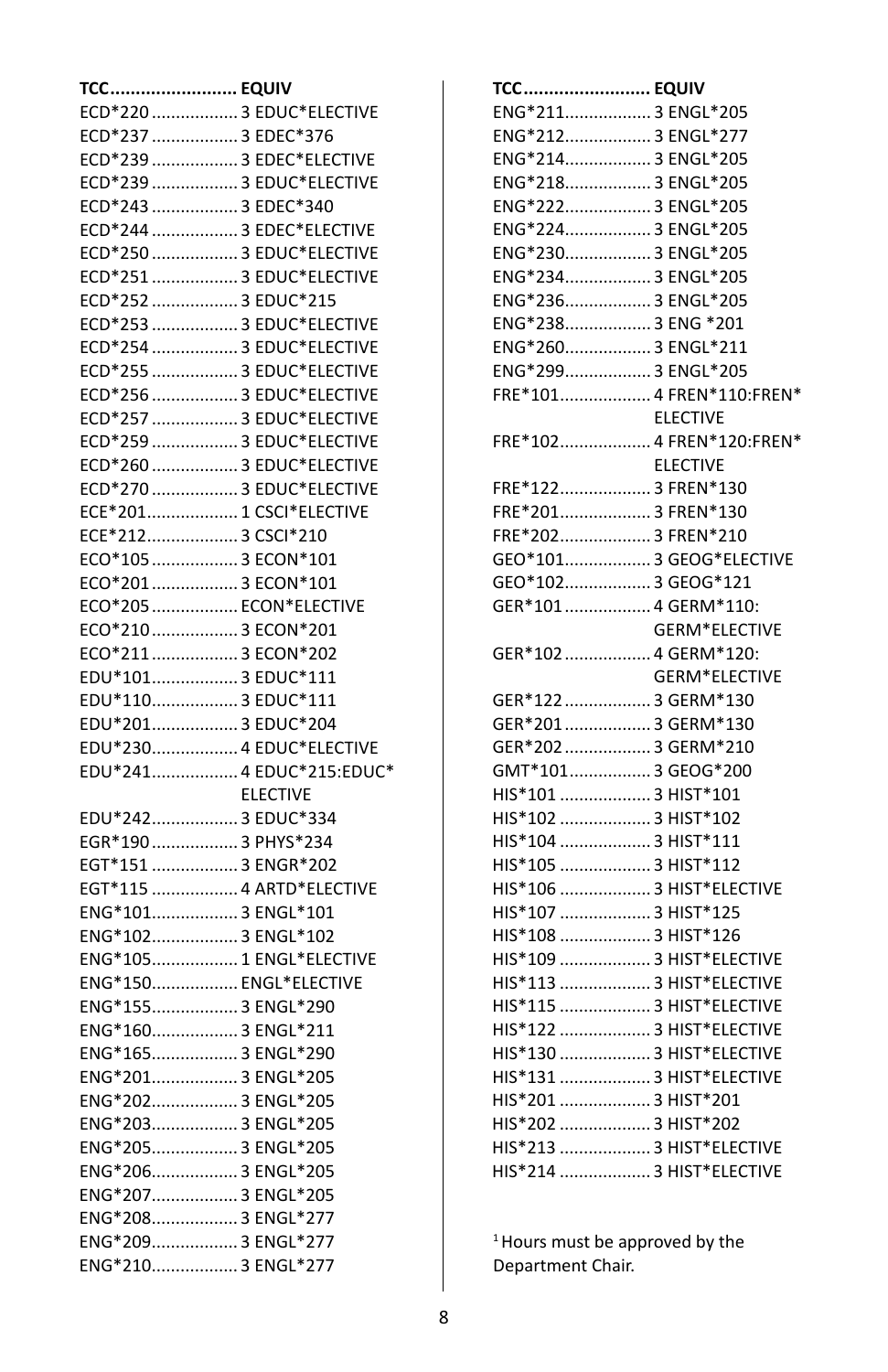| TCC | EQUIV |
|---|---|
| ECD*220 | 3 EDUC*ELECTIVE |
| ECD*237 | 3 EDEC*376 |
| ECD*239 | 3 EDEC*ELECTIVE |
| ECD*239 | 3 EDUC*ELECTIVE |
| ECD*243 | 3 EDEC*340 |
| ECD*244 | 3 EDEC*ELECTIVE |
| ECD*250 | 3 EDUC*ELECTIVE |
| ECD*251 | 3 EDUC*ELECTIVE |
| ECD*252 | 3 EDUC*215 |
| ECD*253 | 3 EDUC*ELECTIVE |
| ECD*254 | 3 EDUC*ELECTIVE |
| ECD*255 | 3 EDUC*ELECTIVE |
| ECD*256 | 3 EDUC*ELECTIVE |
| ECD*257 | 3 EDUC*ELECTIVE |
| ECD*259 | 3 EDUC*ELECTIVE |
| ECD*260 | 3 EDUC*ELECTIVE |
| ECD*270 | 3 EDUC*ELECTIVE |
| ECE*201 | 1 CSCI*ELECTIVE |
| ECE*212 | 3 CSCI*210 |
| ECO*105 | 3 ECON*101 |
| ECO*201 | 3 ECON*101 |
| ECO*205 | ECON*ELECTIVE |
| ECO*210 | 3 ECON*201 |
| ECO*211 | 3 ECON*202 |
| EDU*101 | 3 EDUC*111 |
| EDU*110 | 3 EDUC*111 |
| EDU*201 | 3 EDUC*204 |
| EDU*230 | 4 EDUC*ELECTIVE |
| EDU*241 | 4 EDUC*215:EDUC* ELECTIVE |
| EDU*242 | 3 EDUC*334 |
| EGR*190 | 3 PHYS*234 |
| EGT*151 | 3 ENGR*202 |
| EGT*115 | 4 ARTD*ELECTIVE |
| ENG*101 | 3 ENGL*101 |
| ENG*102 | 3 ENGL*102 |
| ENG*105 | 1 ENGL*ELECTIVE |
| ENG*150 | ENGL*ELECTIVE |
| ENG*155 | 3 ENGL*290 |
| ENG*160 | 3 ENGL*211 |
| ENG*165 | 3 ENGL*290 |
| ENG*201 | 3 ENGL*205 |
| ENG*202 | 3 ENGL*205 |
| ENG*203 | 3 ENGL*205 |
| ENG*205 | 3 ENGL*205 |
| ENG*206 | 3 ENGL*205 |
| ENG*207 | 3 ENGL*205 |
| ENG*208 | 3 ENGL*277 |
| ENG*209 | 3 ENGL*277 |
| ENG*210 | 3 ENGL*277 |

| TCC | EQUIV |
|---|---|
| ENG*211 | 3 ENGL*205 |
| ENG*212 | 3 ENGL*277 |
| ENG*214 | 3 ENGL*205 |
| ENG*218 | 3 ENGL*205 |
| ENG*222 | 3 ENGL*205 |
| ENG*224 | 3 ENGL*205 |
| ENG*230 | 3 ENGL*205 |
| ENG*234 | 3 ENGL*205 |
| ENG*236 | 3 ENGL*205 |
| ENG*238 | 3 ENG *201 |
| ENG*260 | 3 ENGL*211 |
| ENG*299 | 3 ENGL*205 |
| FRE*101 | 4 FREN*110:FREN* ELECTIVE |
| FRE*102 | 4 FREN*120:FREN* ELECTIVE |
| FRE*122 | 3 FREN*130 |
| FRE*201 | 3 FREN*130 |
| FRE*202 | 3 FREN*210 |
| GEO*101 | 3 GEOG*ELECTIVE |
| GEO*102 | 3 GEOG*121 |
| GER*101 | 4 GERM*110: GERM*ELECTIVE |
| GER*102 | 4 GERM*120: GERM*ELECTIVE |
| GER*122 | 3 GERM*130 |
| GER*201 | 3 GERM*130 |
| GER*202 | 3 GERM*210 |
| GMT*101 | 3 GEOG*200 |
| HIS*101 | 3 HIST*101 |
| HIS*102 | 3 HIST*102 |
| HIS*104 | 3 HIST*111 |
| HIS*105 | 3 HIST*112 |
| HIS*106 | 3 HIST*ELECTIVE |
| HIS*107 | 3 HIST*125 |
| HIS*108 | 3 HIST*126 |
| HIS*109 | 3 HIST*ELECTIVE |
| HIS*113 | 3 HIST*ELECTIVE |
| HIS*115 | 3 HIST*ELECTIVE |
| HIS*122 | 3 HIST*ELECTIVE |
| HIS*130 | 3 HIST*ELECTIVE |
| HIS*131 | 3 HIST*ELECTIVE |
| HIS*201 | 3 HIST*201 |
| HIS*202 | 3 HIST*202 |
| HIS*213 | 3 HIST*ELECTIVE |
| HIS*214 | 3 HIST*ELECTIVE |

[1] Hours must be approved by the Department Chair.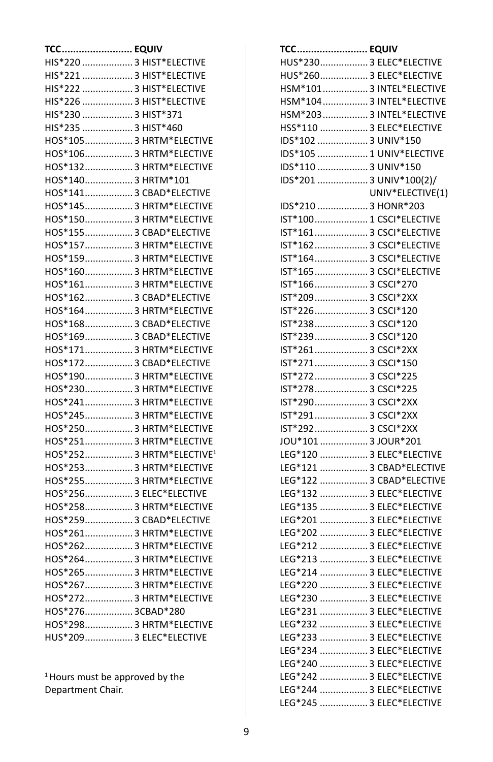| TCC | EQUIV |
|---|---|
| HIS*220 | 3 HIST*ELECTIVE |
| HIS*221 | 3 HIST*ELECTIVE |
| HIS*222 | 3 HIST*ELECTIVE |
| HIS*226 | 3 HIST*ELECTIVE |
| HIS*230 | 3 HIST*371 |
| HIS*235 | 3 HIST*460 |
| HOS*105 | 3 HRTM*ELECTIVE |
| HOS*106 | 3 HRTM*ELECTIVE |
| HOS*132 | 3 HRTM*ELECTIVE |
| HOS*140 | 3 HRTM*101 |
| HOS*141 | 3 CBAD*ELECTIVE |
| HOS*145 | 3 HRTM*ELECTIVE |
| HOS*150 | 3 HRTM*ELECTIVE |
| HOS*155 | 3 CBAD*ELECTIVE |
| HOS*157 | 3 HRTM*ELECTIVE |
| HOS*159 | 3 HRTM*ELECTIVE |
| HOS*160 | 3 HRTM*ELECTIVE |
| HOS*161 | 3 HRTM*ELECTIVE |
| HOS*162 | 3 CBAD*ELECTIVE |
| HOS*164 | 3 HRTM*ELECTIVE |
| HOS*168 | 3 CBAD*ELECTIVE |
| HOS*169 | 3 CBAD*ELECTIVE |
| HOS*171 | 3 HRTM*ELECTIVE |
| HOS*172 | 3 CBAD*ELECTIVE |
| HOS*190 | 3 HRTM*ELECTIVE |
| HOS*230 | 3 HRTM*ELECTIVE |
| HOS*241 | 3 HRTM*ELECTIVE |
| HOS*245 | 3 HRTM*ELECTIVE |
| HOS*250 | 3 HRTM*ELECTIVE |
| HOS*251 | 3 HRTM*ELECTIVE |
| HOS*252 | 3 HRTM*ELECTIVE[1] |
| HOS*253 | 3 HRTM*ELECTIVE |
| HOS*255 | 3 HRTM*ELECTIVE |
| HOS*256 | 3 ELEC*ELECTIVE |
| HOS*258 | 3 HRTM*ELECTIVE |
| HOS*259 | 3 CBAD*ELECTIVE |
| HOS*261 | 3 HRTM*ELECTIVE |
| HOS*262 | 3 HRTM*ELECTIVE |
| HOS*264 | 3 HRTM*ELECTIVE |
| HOS*265 | 3 HRTM*ELECTIVE |
| HOS*267 | 3 HRTM*ELECTIVE |
| HOS*272 | 3 HRTM*ELECTIVE |
| HOS*276 | 3CBAD*280 |
| HOS*298 | 3 HRTM*ELECTIVE |
| HUS*209 | 3 ELEC*ELECTIVE |

[1] Hours must be approved by the Department Chair.

| TCC | EQUIV |
|---|---|
| HUS*230 | 3 ELEC*ELECTIVE |
| HUS*260 | 3 ELEC*ELECTIVE |
| HSM*101 | 3 INTEL*ELECTIVE |
| HSM*104 | 3 INTEL*ELECTIVE |
| HSM*203 | 3 INTEL*ELECTIVE |
| HSS*110 | 3 ELEC*ELECTIVE |
| IDS*102 | 3 UNIV*150 |
| IDS*105 | 1 UNIV*ELECTIVE |
| IDS*110 | 3 UNIV*150 |
| IDS*201 | 3 UNIV*100(2)/ UNIV*ELECTIVE(1) |
| IDS*210 | 3 HONR*203 |
| IST*100 | 1 CSCI*ELECTIVE |
| IST*161 | 3 CSCI*ELECTIVE |
| IST*162 | 3 CSCI*ELECTIVE |
| IST*164 | 3 CSCI*ELECTIVE |
| IST*165 | 3 CSCI*ELECTIVE |
| IST*166 | 3 CSCI*270 |
| IST*209 | 3 CSCI*2XX |
| IST*226 | 3 CSCI*120 |
| IST*238 | 3 CSCI*120 |
| IST*239 | 3 CSCI*120 |
| IST*261 | 3 CSCI*2XX |
| IST*271 | 3 CSCI*150 |
| IST*272 | 3 CSCI*225 |
| IST*278 | 3 CSCI*225 |
| IST*290 | 3 CSCI*2XX |
| IST*291 | 3 CSCI*2XX |
| IST*292 | 3 CSCI*2XX |
| JOU*101 | 3 JOUR*201 |
| LEG*120 | 3 ELEC*ELECTIVE |
| LEG*121 | 3 CBAD*ELECTIVE |
| LEG*122 | 3 CBAD*ELECTIVE |
| LEG*132 | 3 ELEC*ELECTIVE |
| LEG*135 | 3 ELEC*ELECTIVE |
| LEG*201 | 3 ELEC*ELECTIVE |
| LEG*202 | 3 ELEC*ELECTIVE |
| LEG*212 | 3 ELEC*ELECTIVE |
| LEG*213 | 3 ELEC*ELECTIVE |
| LEG*214 | 3 ELEC*ELECTIVE |
| LEG*220 | 3 ELEC*ELECTIVE |
| LEG*230 | 3 ELEC*ELECTIVE |
| LEG*231 | 3 ELEC*ELECTIVE |
| LEG*232 | 3 ELEC*ELECTIVE |
| LEG*233 | 3 ELEC*ELECTIVE |
| LEG*234 | 3 ELEC*ELECTIVE |
| LEG*240 | 3 ELEC*ELECTIVE |
| LEG*242 | 3 ELEC*ELECTIVE |
| LEG*244 | 3 ELEC*ELECTIVE |
| LEG*245 | 3 ELEC*ELECTIVE |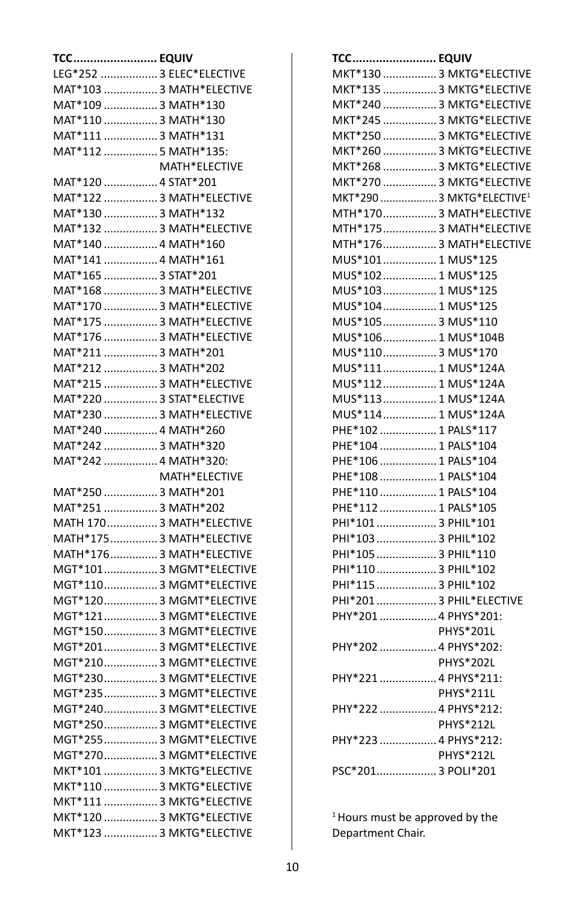| TCC | EQUIV |
|---|---|
| LEG*252 | 3 ELEC*ELECTIVE |
| MAT*103 | 3 MATH*ELECTIVE |
| MAT*109 | 3 MATH*130 |
| MAT*110 | 3 MATH*130 |
| MAT*111 | 3 MATH*131 |
| MAT*112 | 5 MATH*135: MATH*ELECTIVE |
| MAT*120 | 4 STAT*201 |
| MAT*122 | 3 MATH*ELECTIVE |
| MAT*130 | 3 MATH*132 |
| MAT*132 | 3 MATH*ELECTIVE |
| MAT*140 | 4 MATH*160 |
| MAT*141 | 4 MATH*161 |
| MAT*165 | 3 STAT*201 |
| MAT*168 | 3 MATH*ELECTIVE |
| MAT*170 | 3 MATH*ELECTIVE |
| MAT*175 | 3 MATH*ELECTIVE |
| MAT*176 | 3 MATH*ELECTIVE |
| MAT*211 | 3 MATH*201 |
| MAT*212 | 3 MATH*202 |
| MAT*215 | 3 MATH*ELECTIVE |
| MAT*220 | 3 STAT*ELECTIVE |
| MAT*230 | 3 MATH*ELECTIVE |
| MAT*240 | 4 MATH*260 |
| MAT*242 | 3 MATH*320 |
| MAT*242 | 4 MATH*320: MATH*ELECTIVE |
| MAT*250 | 3 MATH*201 |
| MAT*251 | 3 MATH*202 |
| MATH 170 | 3 MATH*ELECTIVE |
| MATH*175 | 3 MATH*ELECTIVE |
| MATH*176 | 3 MATH*ELECTIVE |
| MGT*101 | 3 MGMT*ELECTIVE |
| MGT*110 | 3 MGMT*ELECTIVE |
| MGT*120 | 3 MGMT*ELECTIVE |
| MGT*121 | 3 MGMT*ELECTIVE |
| MGT*150 | 3 MGMT*ELECTIVE |
| MGT*201 | 3 MGMT*ELECTIVE |
| MGT*210 | 3 MGMT*ELECTIVE |
| MGT*230 | 3 MGMT*ELECTIVE |
| MGT*235 | 3 MGMT*ELECTIVE |
| MGT*240 | 3 MGMT*ELECTIVE |
| MGT*250 | 3 MGMT*ELECTIVE |
| MGT*255 | 3 MGMT*ELECTIVE |
| MGT*270 | 3 MGMT*ELECTIVE |
| MKT*101 | 3 MKTG*ELECTIVE |
| MKT*110 | 3 MKTG*ELECTIVE |
| MKT*111 | 3 MKTG*ELECTIVE |
| MKT*120 | 3 MKTG*ELECTIVE |
| MKT*123 | 3 MKTG*ELECTIVE |
| MKT*130 | 3 MKTG*ELECTIVE |
| MKT*135 | 3 MKTG*ELECTIVE |
| MKT*240 | 3 MKTG*ELECTIVE |
| MKT*245 | 3 MKTG*ELECTIVE |
| MKT*250 | 3 MKTG*ELECTIVE |
| MKT*260 | 3 MKTG*ELECTIVE |
| MKT*268 | 3 MKTG*ELECTIVE |
| MKT*270 | 3 MKTG*ELECTIVE |
| MKT*290 | 3 MKTG*ELECTIVE[1] |
| MTH*170 | 3 MATH*ELECTIVE |
| MTH*175 | 3 MATH*ELECTIVE |
| MTH*176 | 3 MATH*ELECTIVE |
| MUS*101 | 1 MUS*125 |
| MUS*102 | 1 MUS*125 |
| MUS*103 | 1 MUS*125 |
| MUS*104 | 1 MUS*125 |
| MUS*105 | 3 MUS*110 |
| MUS*106 | 1 MUS*104B |
| MUS*110 | 3 MUS*170 |
| MUS*111 | 1 MUS*124A |
| MUS*112 | 1 MUS*124A |
| MUS*113 | 1 MUS*124A |
| MUS*114 | 1 MUS*124A |
| PHE*102 | 1 PALS*117 |
| PHE*104 | 1 PALS*104 |
| PHE*106 | 1 PALS*104 |
| PHE*108 | 1 PALS*104 |
| PHE*110 | 1 PALS*104 |
| PHE*112 | 1 PALS*105 |
| PHI*101 | 3 PHIL*101 |
| PHI*103 | 3 PHIL*102 |
| PHI*105 | 3 PHIL*110 |
| PHI*110 | 3 PHIL*102 |
| PHI*115 | 3 PHIL*102 |
| PHI*201 | 3 PHIL*ELECTIVE |
| PHY*201 | 4 PHYS*201: PHYS*201L |
| PHY*202 | 4 PHYS*202: PHYS*202L |
| PHY*221 | 4 PHYS*211: PHYS*211L |
| PHY*222 | 4 PHYS*212: PHYS*212L |
| PHY*223 | 4 PHYS*212: PHYS*212L |
| PSC*201 | 3 POLI*201 |

[1] Hours must be approved by the Department Chair.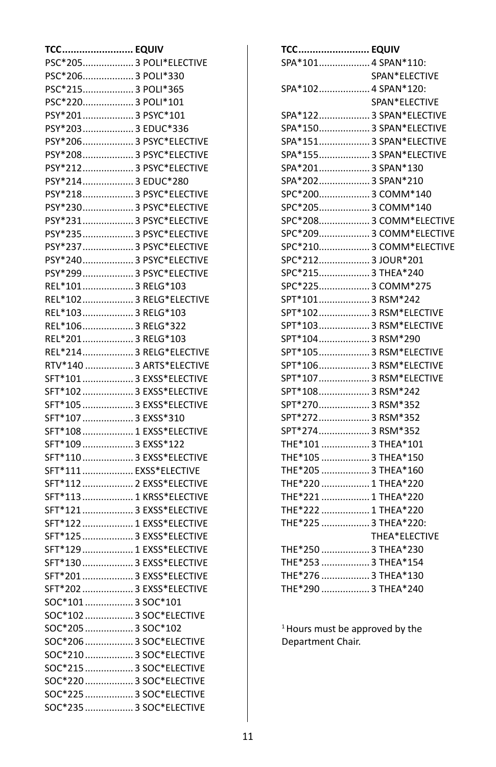| TCC | | EQUIV |
|---|---|---|
| PSC*205 | 3 | POLI*ELECTIVE |
| PSC*206 | 3 | POLI*330 |
| PSC*215 | 3 | POLI*365 |
| PSC*220 | 3 | POLI*101 |
| PSY*201 | 3 | PSYC*101 |
| PSY*203 | 3 | EDUC*336 |
| PSY*206 | 3 | PSYC*ELECTIVE |
| PSY*208 | 3 | PSYC*ELECTIVE |
| PSY*212 | 3 | PSYC*ELECTIVE |
| PSY*214 | 3 | EDUC*280 |
| PSY*218 | 3 | PSYC*ELECTIVE |
| PSY*230 | 3 | PSYC*ELECTIVE |
| PSY*231 | 3 | PSYC*ELECTIVE |
| PSY*235 | 3 | PSYC*ELECTIVE |
| PSY*237 | 3 | PSYC*ELECTIVE |
| PSY*240 | 3 | PSYC*ELECTIVE |
| PSY*299 | 3 | PSYC*ELECTIVE |
| REL*101 | 3 | RELG*103 |
| REL*102 | 3 | RELG*ELECTIVE |
| REL*103 | 3 | RELG*103 |
| REL*106 | 3 | RELG*322 |
| REL*201 | 3 | RELG*103 |
| REL*214 | 3 | RELG*ELECTIVE |
| RTV*140 | 3 | ARTS*ELECTIVE |
| SFT*101 | 3 | EXSS*ELECTIVE |
| SFT*102 | 3 | EXSS*ELECTIVE |
| SFT*105 | 3 | EXSS*ELECTIVE |
| SFT*107 | 3 | EXSS*310 |
| SFT*108 | 1 | EXSS*ELECTIVE |
| SFT*109 | 3 | EXSS*122 |
| SFT*110 | 3 | EXSS*ELECTIVE |
| SFT*111 | | EXSS*ELECTIVE |
| SFT*112 | 2 | EXSS*ELECTIVE |
| SFT*113 | 1 | KRSS*ELECTIVE |
| SFT*121 | 3 | EXSS*ELECTIVE |
| SFT*122 | 1 | EXSS*ELECTIVE |
| SFT*125 | 3 | EXSS*ELECTIVE |
| SFT*129 | 1 | EXSS*ELECTIVE |
| SFT*130 | 3 | EXSS*ELECTIVE |
| SFT*201 | 3 | EXSS*ELECTIVE |
| SFT*202 | 3 | EXSS*ELECTIVE |
| SOC*101 | 3 | SOC*101 |
| SOC*102 | 3 | SOC*ELECTIVE |
| SOC*205 | 3 | SOC*102 |
| SOC*206 | 3 | SOC*ELECTIVE |
| SOC*210 | 3 | SOC*ELECTIVE |
| SOC*215 | 3 | SOC*ELECTIVE |
| SOC*220 | 3 | SOC*ELECTIVE |
| SOC*225 | 3 | SOC*ELECTIVE |
| SOC*235 | 3 | SOC*ELECTIVE |
| SPA*101 | 4 | SPAN*110: SPAN*ELECTIVE |
| SPA*102 | 4 | SPAN*120: SPAN*ELECTIVE |
| SPA*122 | 3 | SPAN*ELECTIVE |
| SPA*150 | 3 | SPAN*ELECTIVE |
| SPA*151 | 3 | SPAN*ELECTIVE |
| SPA*155 | 3 | SPAN*ELECTIVE |
| SPA*201 | 3 | SPAN*130 |
| SPA*202 | 3 | SPAN*210 |
| SPC*200 | 3 | COMM*140 |
| SPC*205 | 3 | COMM*140 |
| SPC*208 | 3 | COMM*ELECTIVE |
| SPC*209 | 3 | COMM*ELECTIVE |
| SPC*210 | 3 | COMM*ELECTIVE |
| SPC*212 | 3 | JOUR*201 |
| SPC*215 | 3 | THEA*240 |
| SPC*225 | 3 | COMM*275 |
| SPT*101 | 3 | RSM*242 |
| SPT*102 | 3 | RSM*ELECTIVE |
| SPT*103 | 3 | RSM*ELECTIVE |
| SPT*104 | 3 | RSM*290 |
| SPT*105 | 3 | RSM*ELECTIVE |
| SPT*106 | 3 | RSM*ELECTIVE |
| SPT*107 | 3 | RSM*ELECTIVE |
| SPT*108 | 3 | RSM*242 |
| SPT*270 | 3 | RSM*352 |
| SPT*272 | 3 | RSM*352 |
| SPT*274 | 3 | RSM*352 |
| THE*101 | 3 | THEA*101 |
| THE*105 | 3 | THEA*150 |
| THE*205 | 3 | THEA*160 |
| THE*220 | 1 | THEA*220 |
| THE*221 | 1 | THEA*220 |
| THE*222 | 1 | THEA*220 |
| THE*225 | 3 | THEA*220: THEA*ELECTIVE |
| THE*250 | 3 | THEA*230 |
| THE*253 | 3 | THEA*154 |
| THE*276 | 3 | THEA*130 |
| THE*290 | 3 | THEA*240 |

[1] Hours must be approved by the Department Chair.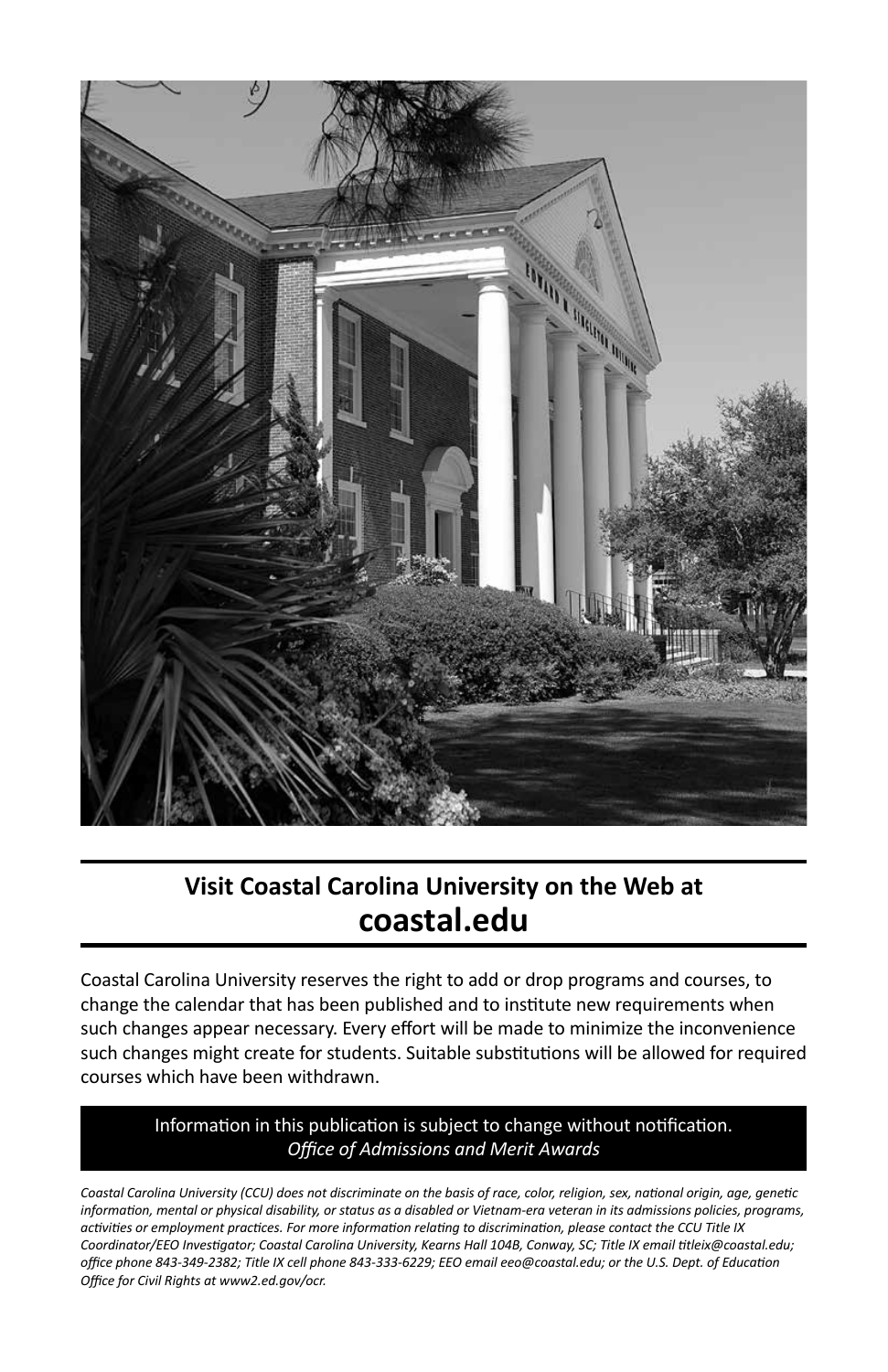## Visit Coastal Carolina University on the Web at
## coastal.edu

Coastal Carolina University reserves the right to add or drop programs and courses, to change the calendar that has been published and to institute new requirements when such changes appear necessary. Every effort will be made to minimize the inconvenience such changes might create for students. Suitable substitutions will be allowed for required courses which have been withdrawn.

Information in this publication is subject to change without notification.
*Office of Admissions and Merit Awards*

*Coastal Carolina University (CCU) does not discriminate on the basis of race, color, religion, sex, national origin, age, genetic information, mental or physical disability, or status as a disabled or Vietnam-era veteran in its admissions policies, programs, activities or employment practices. For more information relating to discrimination, please contact the CCU Title IX Coordinator/EEO Investigator; Coastal Carolina University, Kearns Hall 104B, Conway, SC; Title IX email titleix@coastal.edu; office phone 843-349-2382; Title IX cell phone 843-333-6229; EEO email eeo@coastal.edu; or the U.S. Dept. of Education Office for Civil Rights at www2.ed.gov/ocr.*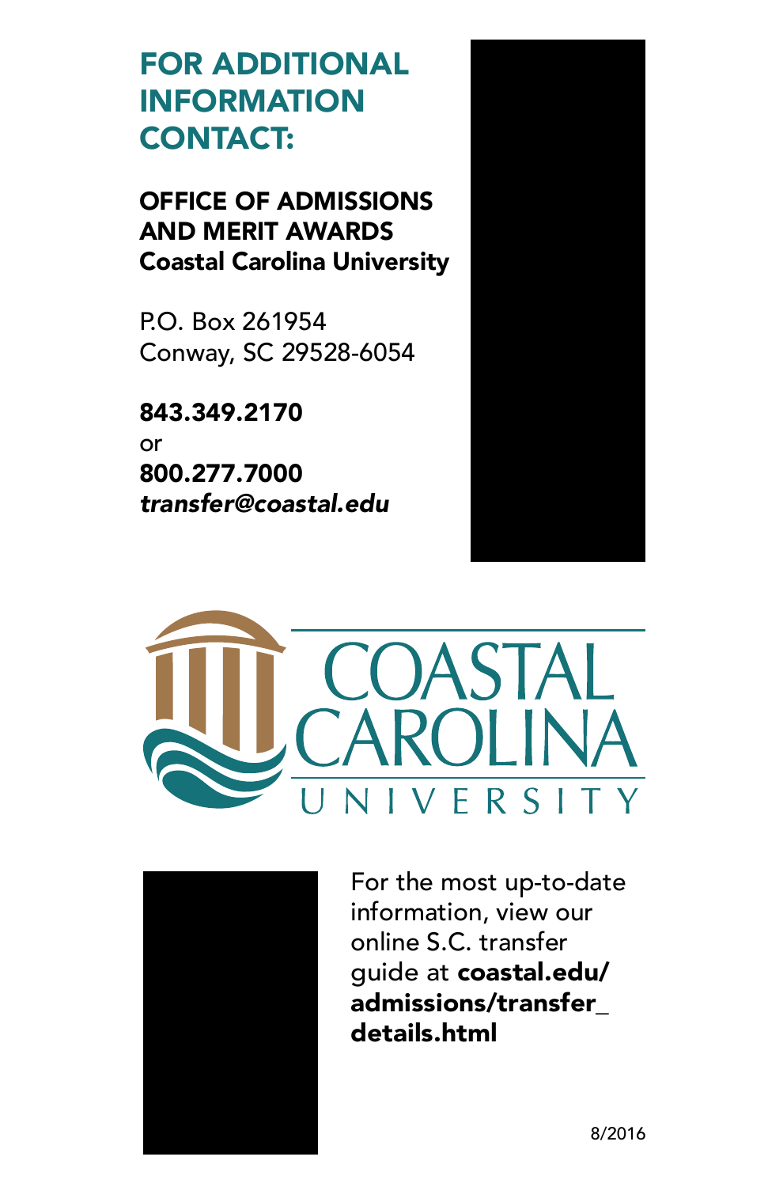## FOR ADDITIONAL INFORMATION CONTACT:

**OFFICE OF ADMISSIONS AND MERIT AWARDS**
**Coastal Carolina University**

P.O. Box 261954
Conway, SC 29528-6054

**843.349.2170**
or
**800.277.7000**
***transfer@coastal.edu***

COASTAL CAROLINA UNIVERSITY

For the most up-to-date information, view our online S.C. transfer guide at **coastal.edu/admissions/transfer_details.html**

8/2016